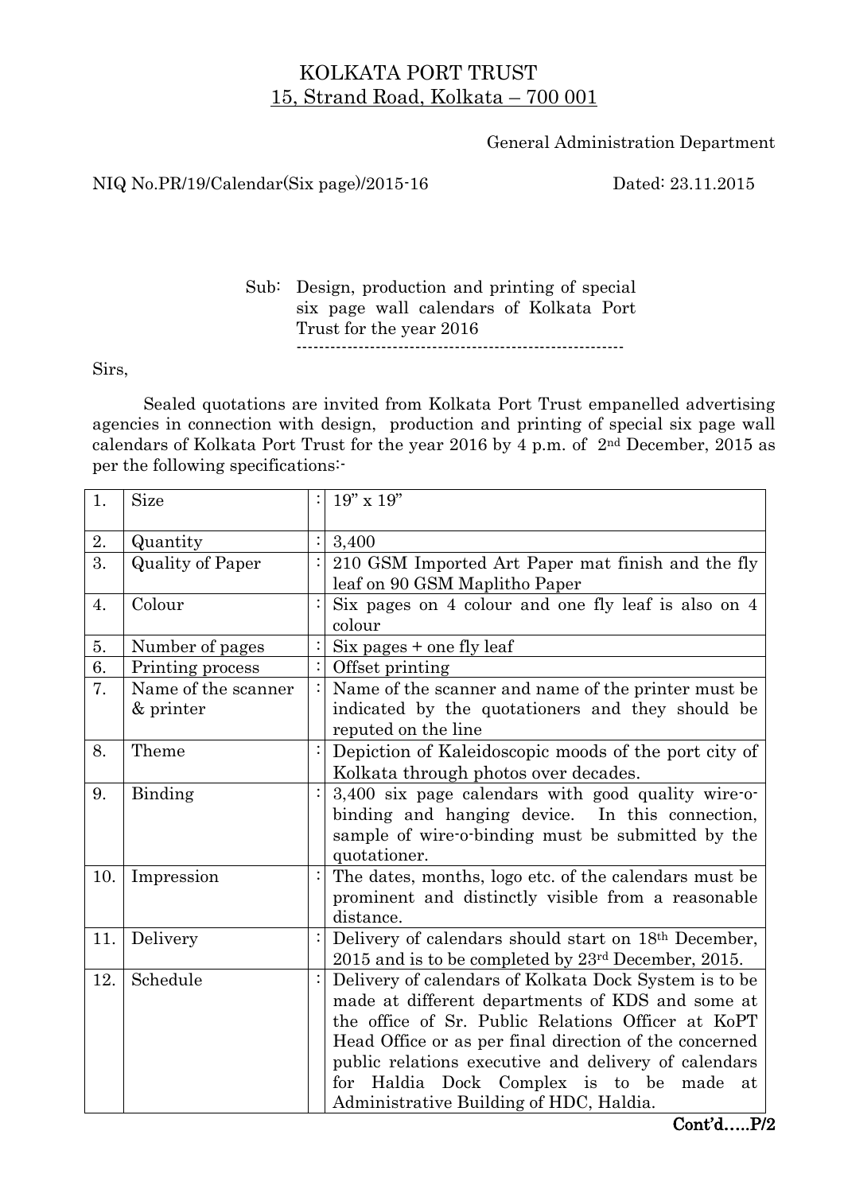# KOLKATA PORT TRUST
## 15, Strand Road, Kolkata – 700 001

General Administration Department

NIQ No.PR/19/Calendar(Six page)/2015-16 Dated: 23.11.2015

Sub: Design, production and printing of special six page wall calendars of Kolkata Port Trust for the year 2016

Sirs,

Sealed quotations are invited from Kolkata Port Trust empanelled advertising agencies in connection with design, production and printing of special six page wall calendars of Kolkata Port Trust for the year 2016 by 4 p.m. of 2nd December, 2015 as per the following specifications:-

| | | | |
|---|---|---|---|
| 1. | Size | : | 19" x 19" |
| 2. | Quantity | : | 3,400 |
| 3. | Quality of Paper | : | 210 GSM Imported Art Paper mat finish and the fly leaf on 90 GSM Maplitho Paper |
| 4. | Colour | : | Six pages on 4 colour and one fly leaf is also on 4 colour |
| 5. | Number of pages | : | Six pages + one fly leaf |
| 6. | Printing process | : | Offset printing |
| 7. | Name of the scanner & printer | : | Name of the scanner and name of the printer must be indicated by the quotationers and they should be reputed on the line |
| 8. | Theme | : | Depiction of Kaleidoscopic moods of the port city of Kolkata through photos over decades. |
| 9. | Binding | : | 3,400 six page calendars with good quality wire-o-binding and hanging device. In this connection, sample of wire-o-binding must be submitted by the quotationer. |
| 10. | Impression | : | The dates, months, logo etc. of the calendars must be prominent and distinctly visible from a reasonable distance. |
| 11. | Delivery | : | Delivery of calendars should start on 18th December, 2015 and is to be completed by 23rd December, 2015. |
| 12. | Schedule | : | Delivery of calendars of Kolkata Dock System is to be made at different departments of KDS and some at the office of Sr. Public Relations Officer at KoPT Head Office or as per final direction of the concerned public relations executive and delivery of calendars for Haldia Dock Complex is to be made at Administrative Building of HDC, Haldia. |

**Cont'd…..P/2**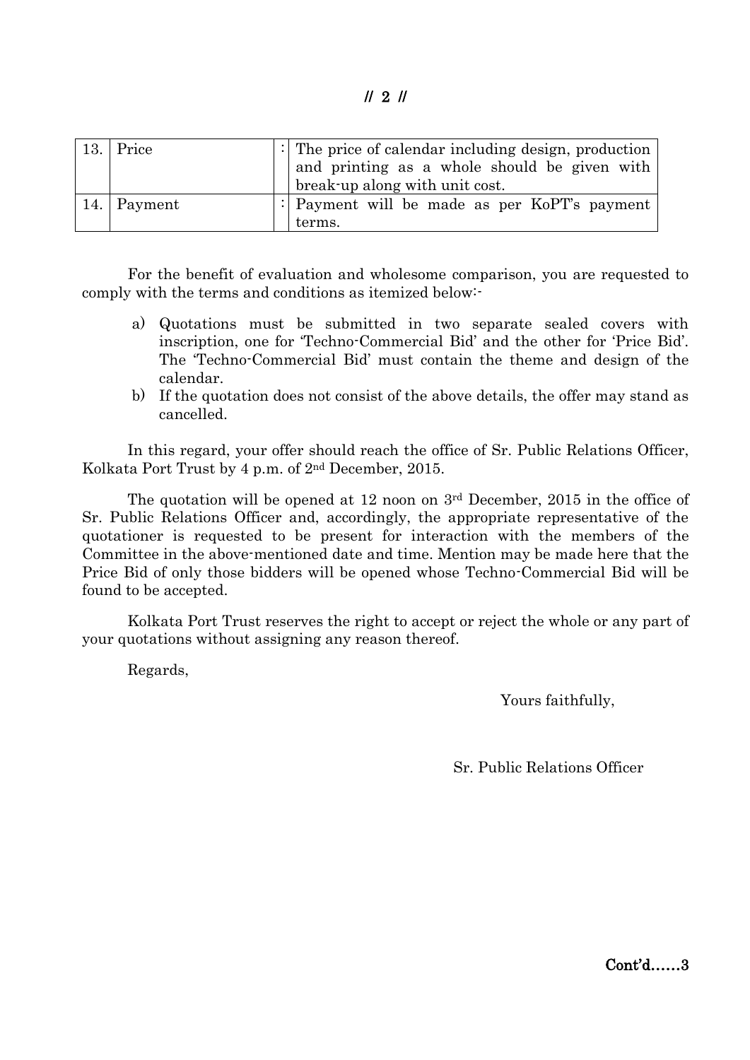| 13. | Price | : | The price of calendar including design, production and printing as a whole should be given with break-up along with unit cost. |
|---|---|---|---|
| 14. | Payment | : | Payment will be made as per KoPT's payment terms. |

For the benefit of evaluation and wholesome comparison, you are requested to comply with the terms and conditions as itemized below:-

a) Quotations must be submitted in two separate sealed covers with inscription, one for 'Techno-Commercial Bid' and the other for 'Price Bid'. The 'Techno-Commercial Bid' must contain the theme and design of the calendar.
b) If the quotation does not consist of the above details, the offer may stand as cancelled.

In this regard, your offer should reach the office of Sr. Public Relations Officer, Kolkata Port Trust by 4 p.m. of 2nd December, 2015.

The quotation will be opened at 12 noon on 3rd December, 2015 in the office of Sr. Public Relations Officer and, accordingly, the appropriate representative of the quotationer is requested to be present for interaction with the members of the Committee in the above-mentioned date and time. Mention may be made here that the Price Bid of only those bidders will be opened whose Techno-Commercial Bid will be found to be accepted.

Kolkata Port Trust reserves the right to accept or reject the whole or any part of your quotations without assigning any reason thereof.

Regards,

Yours faithfully,

Sr. Public Relations Officer

**Cont'd……3**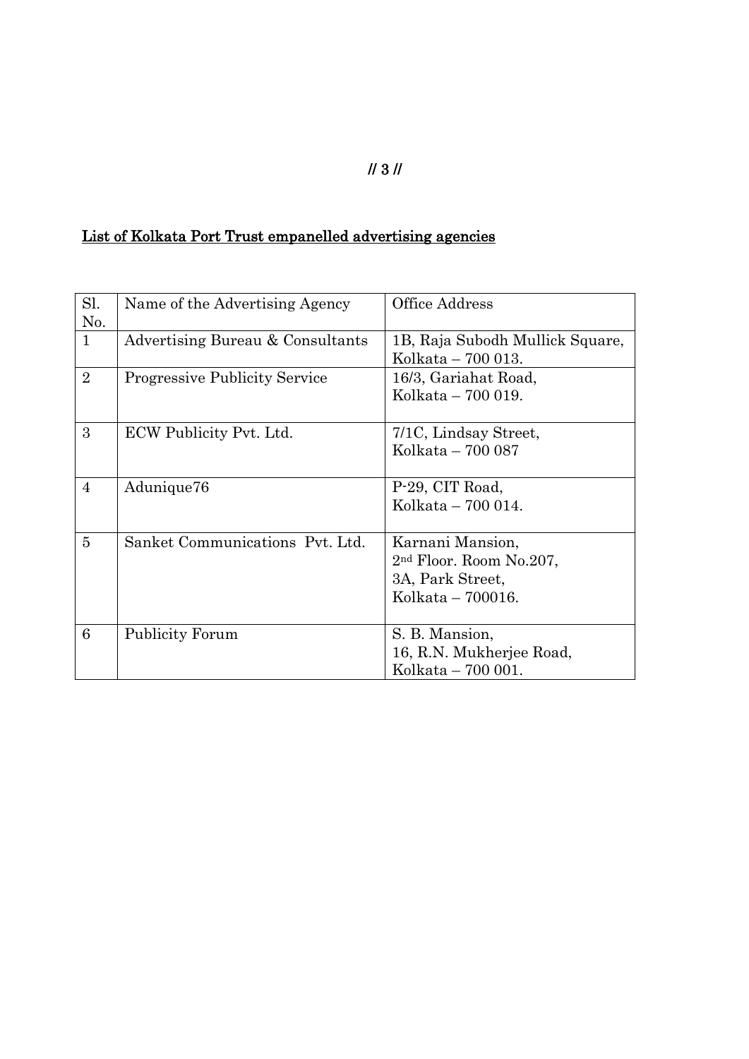## List of Kolkata Port Trust empanelled advertising agencies

| Sl. No. | Name of the Advertising Agency | Office Address |
|---|---|---|
| 1 | Advertising Bureau & Consultants | 1B, Raja Subodh Mullick Square, Kolkata – 700 013. |
| 2 | Progressive Publicity Service | 16/3, Gariahat Road, Kolkata – 700 019. |
| 3 | ECW Publicity Pvt. Ltd. | 7/1C, Lindsay Street, Kolkata – 700 087 |
| 4 | Adunique76 | P-29, CIT Road, Kolkata – 700 014. |
| 5 | Sanket Communications Pvt. Ltd. | Karnani Mansion, 2nd Floor. Room No.207, 3A, Park Street, Kolkata – 700016. |
| 6 | Publicity Forum | S. B. Mansion, 16, R.N. Mukherjee Road, Kolkata – 700 001. |